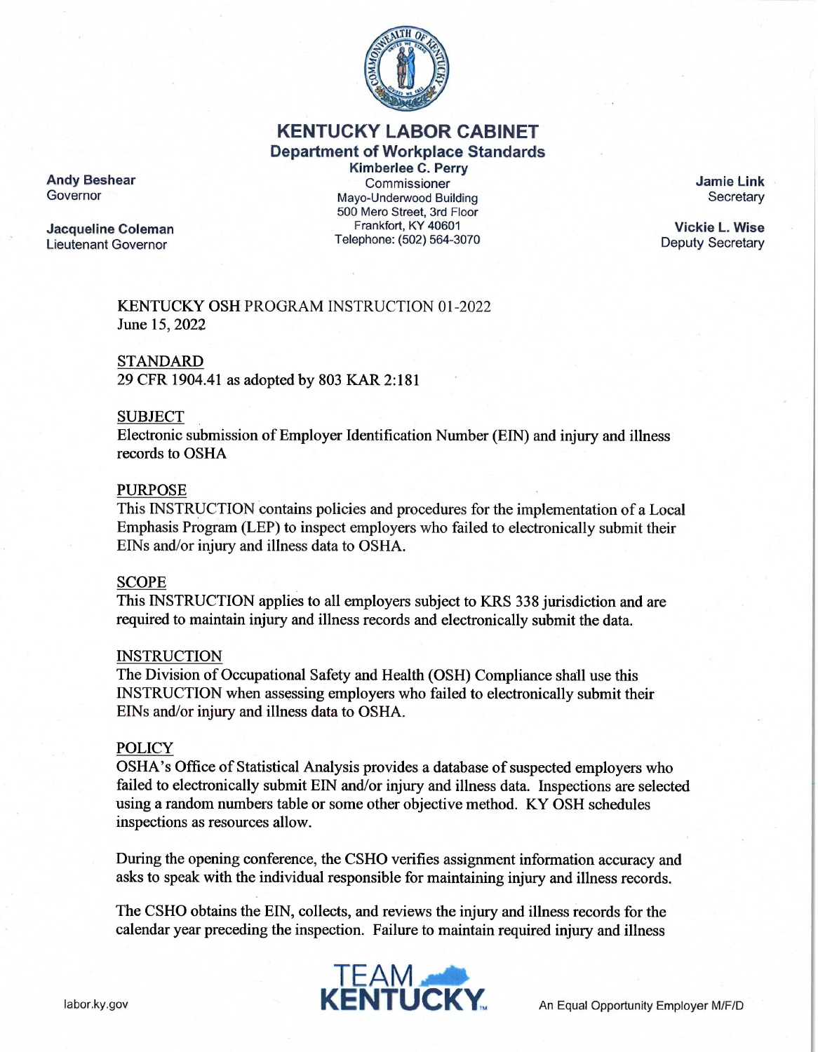# KENTUCKY LABOR CABINET

## Department of Workplace Standards

**Kimberlee C. Perry**
Commissioner
Mayo-Underwood Building
500 Mero Street, 3rd Floor
Frankfort, KY 40601
Telephone: (502) 564-3070

**Andy Beshear**
Governor

**Jacqueline Coleman**
Lieutenant Governor

**Jamie Link**
Secretary

**Vickie L. Wise**
Deputy Secretary

KENTUCKY OSH PROGRAM INSTRUCTION 01-2022
June 15, 2022

STANDARD
29 CFR 1904.41 as adopted by 803 KAR 2:181

SUBJECT
Electronic submission of Employer Identification Number (EIN) and injury and illness records to OSHA

PURPOSE
This INSTRUCTION contains policies and procedures for the implementation of a Local Emphasis Program (LEP) to inspect employers who failed to electronically submit their EINs and/or injury and illness data to OSHA.

SCOPE
This INSTRUCTION applies to all employers subject to KRS 338 jurisdiction and are required to maintain injury and illness records and electronically submit the data.

INSTRUCTION
The Division of Occupational Safety and Health (OSH) Compliance shall use this INSTRUCTION when assessing employers who failed to electronically submit their EINs and/or injury and illness data to OSHA.

POLICY
OSHA's Office of Statistical Analysis provides a database of suspected employers who failed to electronically submit EIN and/or injury and illness data. Inspections are selected using a random numbers table or some other objective method. KY OSH schedules inspections as resources allow.

During the opening conference, the CSHO verifies assignment information accuracy and asks to speak with the individual responsible for maintaining injury and illness records.

The CSHO obtains the EIN, collects, and reviews the injury and illness records for the calendar year preceding the inspection. Failure to maintain required injury and illness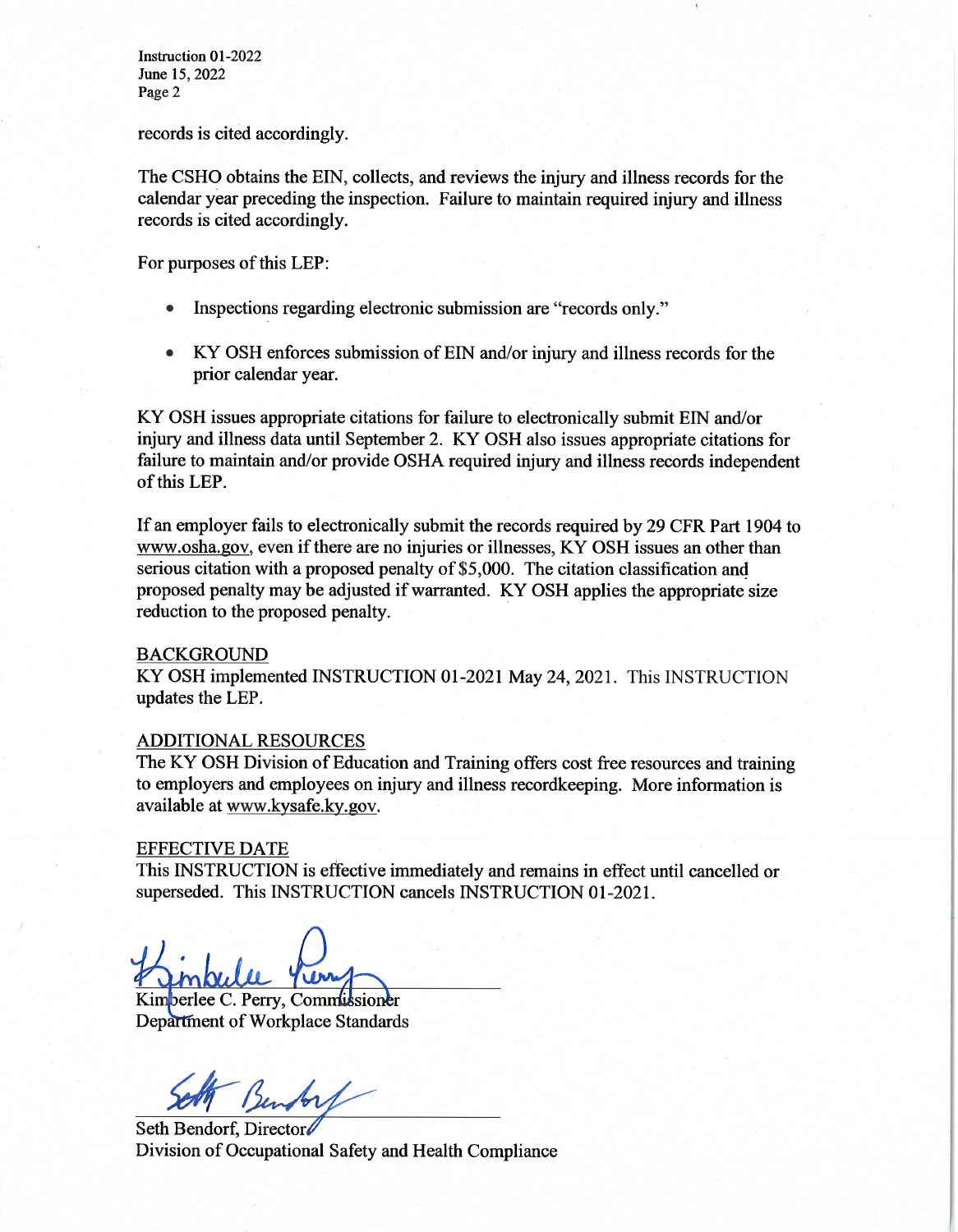records is cited accordingly.

The CSHO obtains the EIN, collects, and reviews the injury and illness records for the calendar year preceding the inspection. Failure to maintain required injury and illness records is cited accordingly.

For purposes of this LEP:

- Inspections regarding electronic submission are "records only."
- KY OSH enforces submission of EIN and/or injury and illness records for the prior calendar year.

KY OSH issues appropriate citations for failure to electronically submit EIN and/or injury and illness data until September 2. KY OSH also issues appropriate citations for failure to maintain and/or provide OSHA required injury and illness records independent of this LEP.

If an employer fails to electronically submit the records required by 29 CFR Part 1904 to www.osha.gov, even if there are no injuries or illnesses, KY OSH issues an other than serious citation with a proposed penalty of $5,000. The citation classification and proposed penalty may be adjusted if warranted. KY OSH applies the appropriate size reduction to the proposed penalty.

## BACKGROUND

KY OSH implemented INSTRUCTION 01-2021 May 24, 2021. This INSTRUCTION updates the LEP.

## ADDITIONAL RESOURCES

The KY OSH Division of Education and Training offers cost free resources and training to employers and employees on injury and illness recordkeeping. More information is available at www.kysafe.ky.gov.

## EFFECTIVE DATE

This INSTRUCTION is effective immediately and remains in effect until cancelled or superseded. This INSTRUCTION cancels INSTRUCTION 01-2021.

Kimberlee C. Perry, Commissioner
Department of Workplace Standards

Seth Bendorf, Director
Division of Occupational Safety and Health Compliance